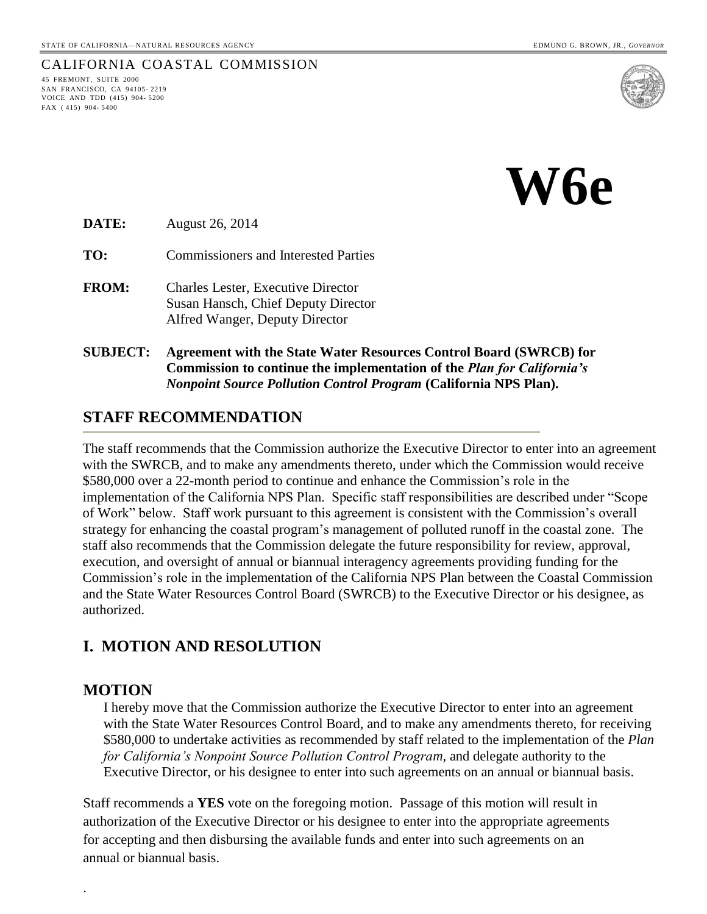STATE OF CALIFORNIA—NATURAL RESOURCES AGENCY EDMUND G. BROWN, JR., *GOVERNOR*

CALIFORNIA COASTAL COMMISSION
45 FREMONT, SUITE 2000
SAN FRANCISCO, CA 94105- 2219
VOICE AND TDD (415) 904- 5200
FAX ( 415) 904- 5400

# W6e

**DATE:** August 26, 2014

**TO:** Commissioners and Interested Parties

**FROM:** Charles Lester, Executive Director
Susan Hansch, Chief Deputy Director
Alfred Wanger, Deputy Director

**SUBJECT: Agreement with the State Water Resources Control Board (SWRCB) for Commission to continue the implementation of the *Plan for California's Nonpoint Source Pollution Control Program* (California NPS Plan).**

## STAFF RECOMMENDATION

The staff recommends that the Commission authorize the Executive Director to enter into an agreement with the SWRCB, and to make any amendments thereto, under which the Commission would receive $580,000 over a 22-month period to continue and enhance the Commission's role in the implementation of the California NPS Plan. Specific staff responsibilities are described under "Scope of Work" below. Staff work pursuant to this agreement is consistent with the Commission's overall strategy for enhancing the coastal program's management of polluted runoff in the coastal zone. The staff also recommends that the Commission delegate the future responsibility for review, approval, execution, and oversight of annual or biannual interagency agreements providing funding for the Commission's role in the implementation of the California NPS Plan between the Coastal Commission and the State Water Resources Control Board (SWRCB) to the Executive Director or his designee, as authorized.

## I. MOTION AND RESOLUTION

### MOTION

I hereby move that the Commission authorize the Executive Director to enter into an agreement with the State Water Resources Control Board, and to make any amendments thereto, for receiving $580,000 to undertake activities as recommended by staff related to the implementation of the *Plan for California's Nonpoint Source Pollution Control Program*, and delegate authority to the Executive Director, or his designee to enter into such agreements on an annual or biannual basis.

Staff recommends a **YES** vote on the foregoing motion. Passage of this motion will result in authorization of the Executive Director or his designee to enter into the appropriate agreements for accepting and then disbursing the available funds and enter into such agreements on an annual or biannual basis.

.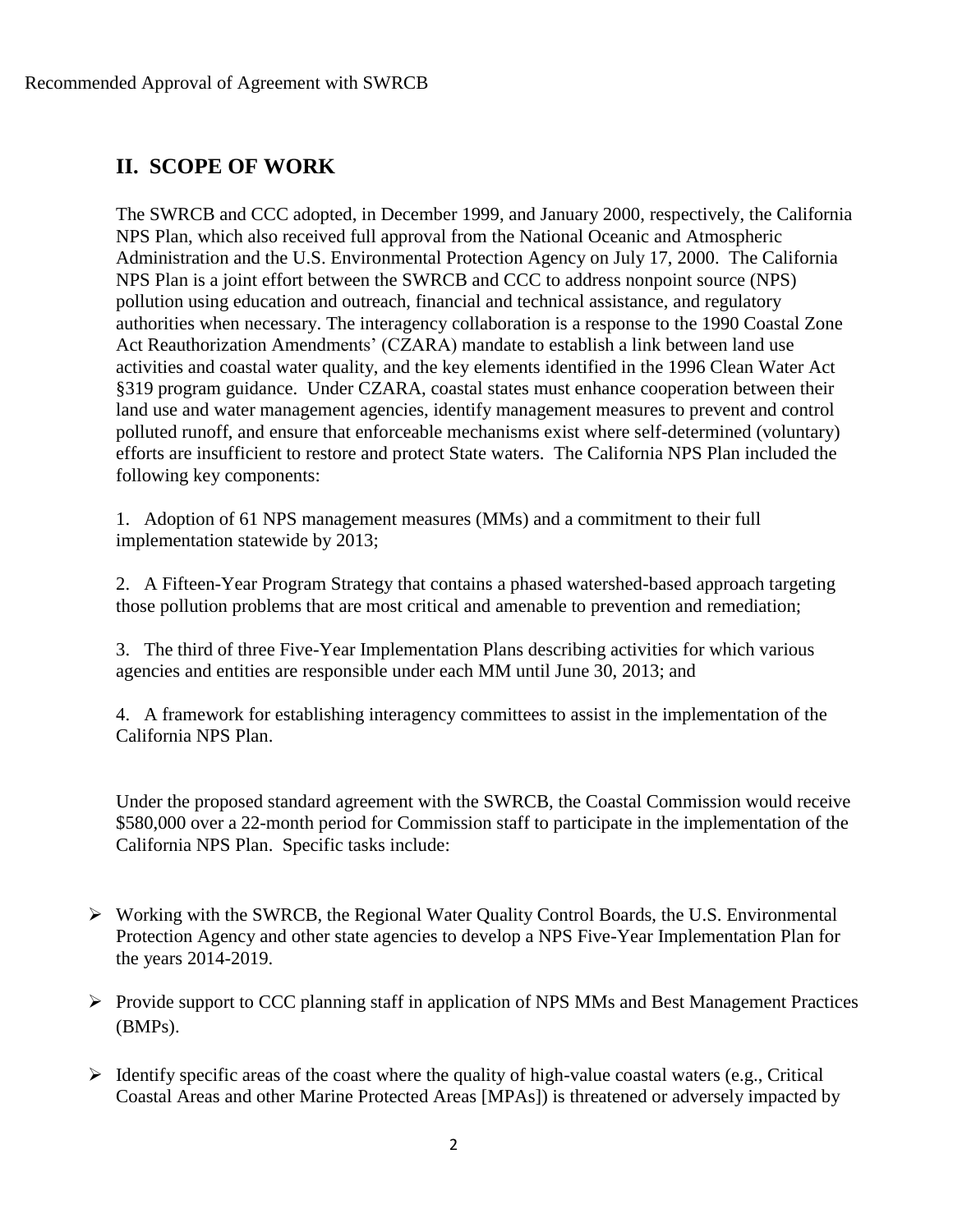## II. SCOPE OF WORK

The SWRCB and CCC adopted, in December 1999, and January 2000, respectively, the California NPS Plan, which also received full approval from the National Oceanic and Atmospheric Administration and the U.S. Environmental Protection Agency on July 17, 2000. The California NPS Plan is a joint effort between the SWRCB and CCC to address nonpoint source (NPS) pollution using education and outreach, financial and technical assistance, and regulatory authorities when necessary. The interagency collaboration is a response to the 1990 Coastal Zone Act Reauthorization Amendments' (CZARA) mandate to establish a link between land use activities and coastal water quality, and the key elements identified in the 1996 Clean Water Act §319 program guidance. Under CZARA, coastal states must enhance cooperation between their land use and water management agencies, identify management measures to prevent and control polluted runoff, and ensure that enforceable mechanisms exist where self-determined (voluntary) efforts are insufficient to restore and protect State waters. The California NPS Plan included the following key components:

1. Adoption of 61 NPS management measures (MMs) and a commitment to their full implementation statewide by 2013;

2. A Fifteen-Year Program Strategy that contains a phased watershed-based approach targeting those pollution problems that are most critical and amenable to prevention and remediation;

3. The third of three Five-Year Implementation Plans describing activities for which various agencies and entities are responsible under each MM until June 30, 2013; and

4. A framework for establishing interagency committees to assist in the implementation of the California NPS Plan.

Under the proposed standard agreement with the SWRCB, the Coastal Commission would receive $580,000 over a 22-month period for Commission staff to participate in the implementation of the California NPS Plan. Specific tasks include:

- Working with the SWRCB, the Regional Water Quality Control Boards, the U.S. Environmental Protection Agency and other state agencies to develop a NPS Five-Year Implementation Plan for the years 2014-2019.
- Provide support to CCC planning staff in application of NPS MMs and Best Management Practices (BMPs).
- Identify specific areas of the coast where the quality of high-value coastal waters (e.g., Critical Coastal Areas and other Marine Protected Areas [MPAs]) is threatened or adversely impacted by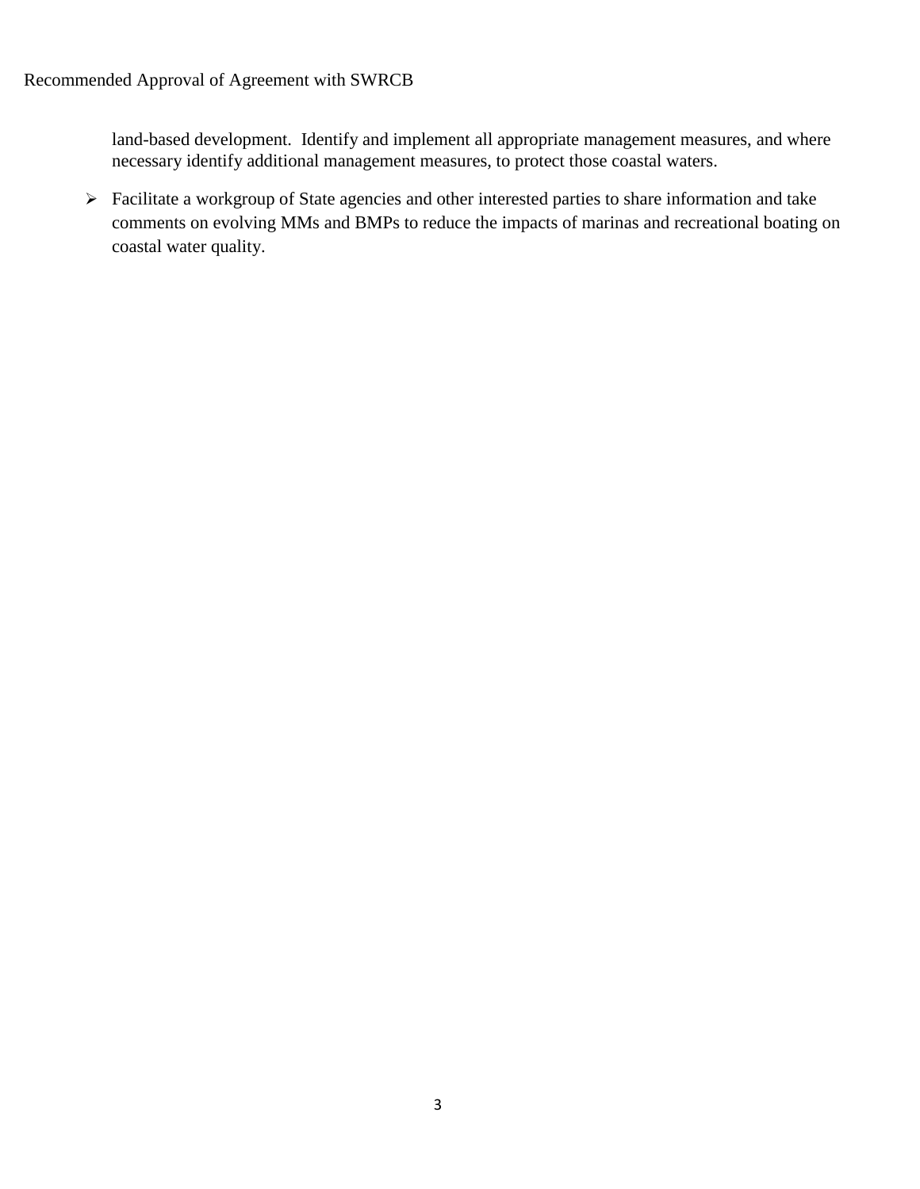land-based development. Identify and implement all appropriate management measures, and where necessary identify additional management measures, to protect those coastal waters.

- Facilitate a workgroup of State agencies and other interested parties to share information and take comments on evolving MMs and BMPs to reduce the impacts of marinas and recreational boating on coastal water quality.